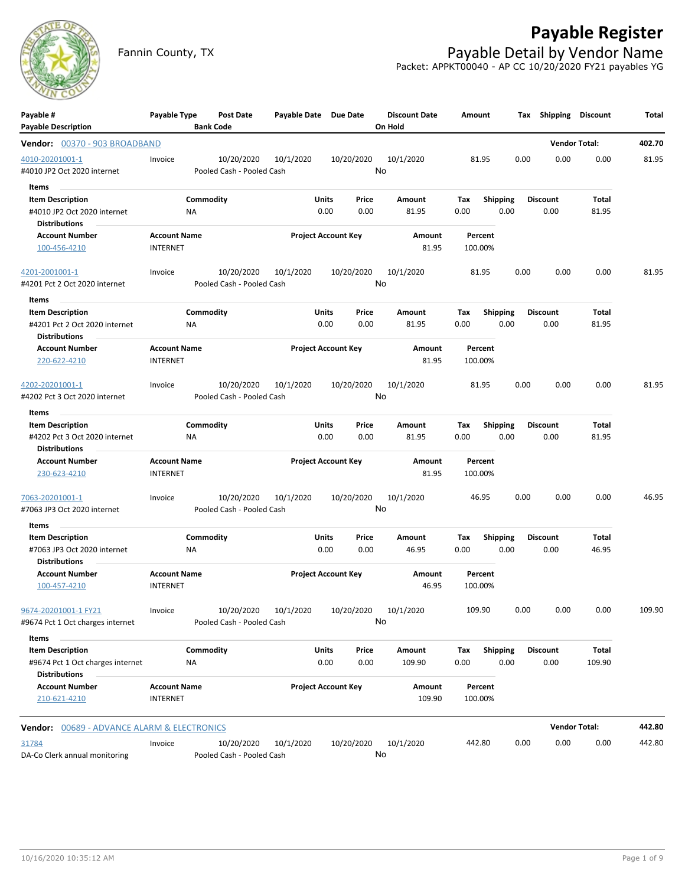# Payable Register

Fannin County, TX

## Payable Detail by Vendor Name

Packet: APPKT00040 - AP CC 10/20/2020 FY21 payables YG

| Payable # / Payable Description | Payable Type | Post Date / Bank Code | Payable Date | Due Date | Discount Date / On Hold | Amount | Tax | Shipping | Discount | Total |
|---|---|---|---|---|---|---|---|---|---|---|

**Vendor: 00370 - 903 BROADBAND** — Vendor Total: 402.70

| Payable # / Payable Description | Payable Type | Post Date / Bank Code | Payable Date | Due Date | Discount Date / On Hold | Amount | Tax | Shipping | Discount | Total |
|---|---|---|---|---|---|---|---|---|---|---|
| 4010-20201001-1 / #4010 JP2 Oct 2020 internet | Invoice | 10/20/2020 / Pooled Cash - Pooled Cash | 10/1/2020 | 10/20/2020 | 10/1/2020 / No | 81.95 | 0.00 | 0.00 | 0.00 | 81.95 |

Items

| Item Description | Commodity | Units | Price | Amount | Tax | Shipping | Discount | Total |
|---|---|---|---|---|---|---|---|---|
| #4010 JP2 Oct 2020 internet | NA | 0.00 | 0.00 | 81.95 | 0.00 | 0.00 | 0.00 | 81.95 |

Distributions

| Account Number | Account Name | Project Account Key | Amount | Percent |
|---|---|---|---|---|
| 100-456-4210 | INTERNET | | 81.95 | 100.00% |

| Payable # / Payable Description | Payable Type | Post Date / Bank Code | Payable Date | Due Date | Discount Date / On Hold | Amount | Tax | Shipping | Discount | Total |
|---|---|---|---|---|---|---|---|---|---|---|
| 4201-2001001-1 / #4201 Pct 2 Oct 2020 internet | Invoice | 10/20/2020 / Pooled Cash - Pooled Cash | 10/1/2020 | 10/20/2020 | 10/1/2020 / No | 81.95 | 0.00 | 0.00 | 0.00 | 81.95 |

Items

| Item Description | Commodity | Units | Price | Amount | Tax | Shipping | Discount | Total |
|---|---|---|---|---|---|---|---|---|
| #4201 Pct 2 Oct 2020 internet | NA | 0.00 | 0.00 | 81.95 | 0.00 | 0.00 | 0.00 | 81.95 |

Distributions

| Account Number | Account Name | Project Account Key | Amount | Percent |
|---|---|---|---|---|
| 220-622-4210 | INTERNET | | 81.95 | 100.00% |

| Payable # / Payable Description | Payable Type | Post Date / Bank Code | Payable Date | Due Date | Discount Date / On Hold | Amount | Tax | Shipping | Discount | Total |
|---|---|---|---|---|---|---|---|---|---|---|
| 4202-20201001-1 / #4202 Pct 3 Oct 2020 internet | Invoice | 10/20/2020 / Pooled Cash - Pooled Cash | 10/1/2020 | 10/20/2020 | 10/1/2020 / No | 81.95 | 0.00 | 0.00 | 0.00 | 81.95 |

Items

| Item Description | Commodity | Units | Price | Amount | Tax | Shipping | Discount | Total |
|---|---|---|---|---|---|---|---|---|
| #4202 Pct 3 Oct 2020 internet | NA | 0.00 | 0.00 | 81.95 | 0.00 | 0.00 | 0.00 | 81.95 |

Distributions

| Account Number | Account Name | Project Account Key | Amount | Percent |
|---|---|---|---|---|
| 230-623-4210 | INTERNET | | 81.95 | 100.00% |

| Payable # / Payable Description | Payable Type | Post Date / Bank Code | Payable Date | Due Date | Discount Date / On Hold | Amount | Tax | Shipping | Discount | Total |
|---|---|---|---|---|---|---|---|---|---|---|
| 7063-20201001-1 / #7063 JP3 Oct 2020 internet | Invoice | 10/20/2020 / Pooled Cash - Pooled Cash | 10/1/2020 | 10/20/2020 | 10/1/2020 / No | 46.95 | 0.00 | 0.00 | 0.00 | 46.95 |

Items

| Item Description | Commodity | Units | Price | Amount | Tax | Shipping | Discount | Total |
|---|---|---|---|---|---|---|---|---|
| #7063 JP3 Oct 2020 internet | NA | 0.00 | 0.00 | 46.95 | 0.00 | 0.00 | 0.00 | 46.95 |

Distributions

| Account Number | Account Name | Project Account Key | Amount | Percent |
|---|---|---|---|---|
| 100-457-4210 | INTERNET | | 46.95 | 100.00% |

| Payable # / Payable Description | Payable Type | Post Date / Bank Code | Payable Date | Due Date | Discount Date / On Hold | Amount | Tax | Shipping | Discount | Total |
|---|---|---|---|---|---|---|---|---|---|---|
| 9674-20201001-1 FY21 / #9674 Pct 1 Oct charges internet | Invoice | 10/20/2020 / Pooled Cash - Pooled Cash | 10/1/2020 | 10/20/2020 | 10/1/2020 / No | 109.90 | 0.00 | 0.00 | 0.00 | 109.90 |

Items

| Item Description | Commodity | Units | Price | Amount | Tax | Shipping | Discount | Total |
|---|---|---|---|---|---|---|---|---|
| #9674 Pct 1 Oct charges internet | NA | 0.00 | 0.00 | 109.90 | 0.00 | 0.00 | 0.00 | 109.90 |

Distributions

| Account Number | Account Name | Project Account Key | Amount | Percent |
|---|---|---|---|---|
| 210-621-4210 | INTERNET | | 109.90 | 100.00% |

**Vendor: 00689 - ADVANCE ALARM & ELECTRONICS** — Vendor Total: 442.80

| Payable # / Payable Description | Payable Type | Post Date / Bank Code | Payable Date | Due Date | Discount Date / On Hold | Amount | Tax | Shipping | Discount | Total |
|---|---|---|---|---|---|---|---|---|---|---|
| 31784 / DA-Co Clerk annual monitoring | Invoice | 10/20/2020 / Pooled Cash - Pooled Cash | 10/1/2020 | 10/20/2020 | 10/1/2020 / No | 442.80 | 0.00 | 0.00 | 0.00 | 442.80 |

10/16/2020 10:35:12 AM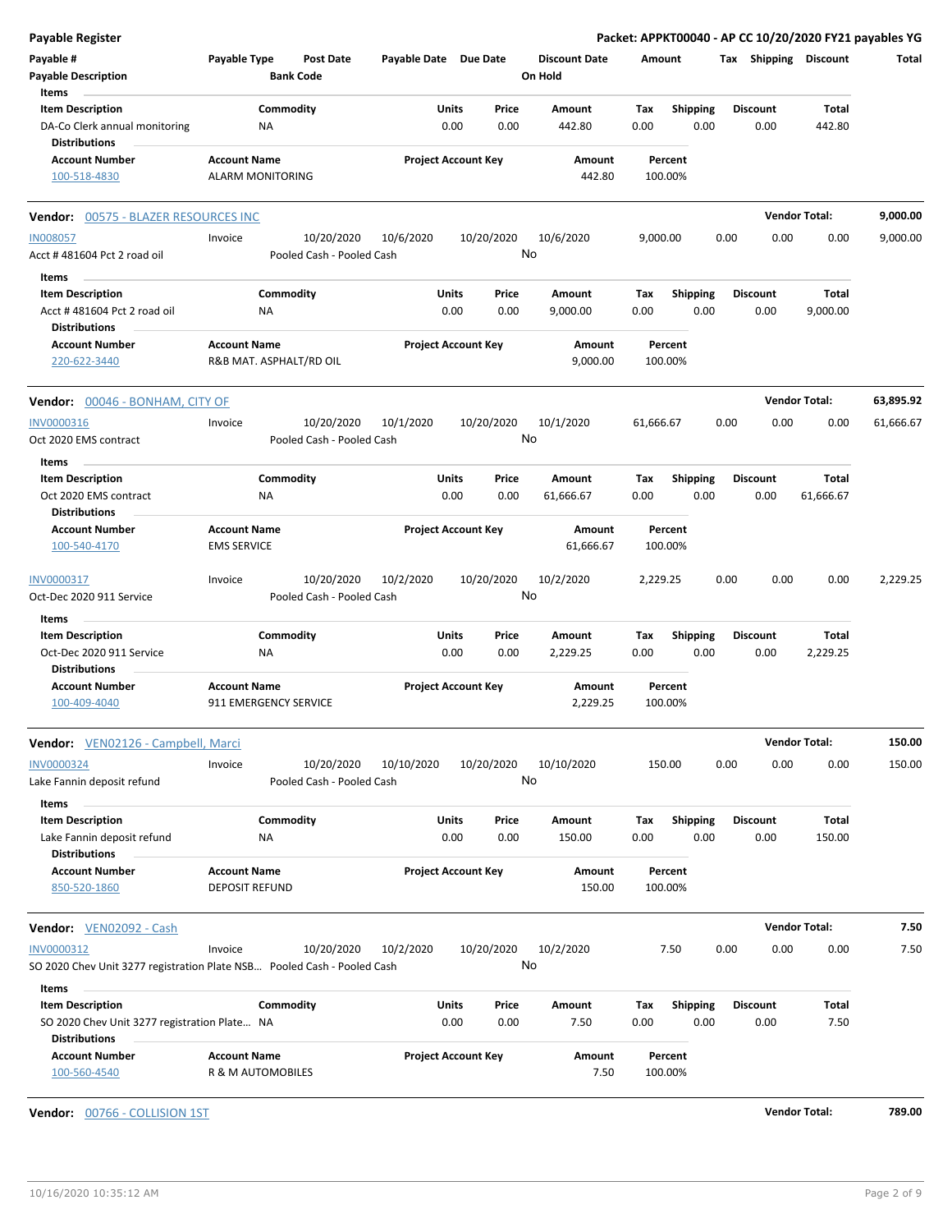**Payable Register** — Packet: APPKT00040 - AP CC 10/20/2020 FY21 payables YG

| Payable # / Payable Description | Payable Type | Post Date / Bank Code | Payable Date | Due Date | Discount Date / On Hold | Amount | Tax | Shipping | Discount | Total |
|---|---|---|---|---|---|---|---|---|---|---|

Items

| Item Description | Commodity | Units | Price | Amount | Tax | Shipping | Discount | Total |
|---|---|---|---|---|---|---|---|---|
| DA-Co Clerk annual monitoring | NA | 0.00 | 0.00 | 442.80 | 0.00 | 0.00 | 0.00 | 442.80 |

Distributions

| Account Number | Account Name | Project Account Key | Amount | Percent |
|---|---|---|---|---|
| 100-518-4830 | ALARM MONITORING | | 442.80 | 100.00% |

**Vendor: 00575 - BLAZER RESOURCES INC** — Vendor Total: **9,000.00**

| Payable # | Payable Type | Post Date | Payable Date | Due Date | Discount Date | Amount | Tax | Shipping | Discount | Total |
|---|---|---|---|---|---|---|---|---|---|---|
| IN008057 | Invoice | 10/20/2020 | 10/6/2020 | 10/20/2020 | 10/6/2020 | 9,000.00 | 0.00 | 0.00 | 0.00 | 9,000.00 |

Acct # 481604 Pct 2 road oil — Pooled Cash - Pooled Cash — On Hold: No

Items

| Item Description | Commodity | Units | Price | Amount | Tax | Shipping | Discount | Total |
|---|---|---|---|---|---|---|---|---|
| Acct # 481604 Pct 2 road oil | NA | 0.00 | 0.00 | 9,000.00 | 0.00 | 0.00 | 0.00 | 9,000.00 |

Distributions

| Account Number | Account Name | Project Account Key | Amount | Percent |
|---|---|---|---|---|
| 220-622-3440 | R&B MAT. ASPHALT/RD OIL | | 9,000.00 | 100.00% |

**Vendor: 00046 - BONHAM, CITY OF** — Vendor Total: **63,895.92**

| Payable # | Payable Type | Post Date | Payable Date | Due Date | Discount Date | Amount | Tax | Shipping | Discount | Total |
|---|---|---|---|---|---|---|---|---|---|---|
| INV0000316 | Invoice | 10/20/2020 | 10/1/2020 | 10/20/2020 | 10/1/2020 | 61,666.67 | 0.00 | 0.00 | 0.00 | 61,666.67 |

Oct 2020 EMS contract — Pooled Cash - Pooled Cash — On Hold: No

Items

| Item Description | Commodity | Units | Price | Amount | Tax | Shipping | Discount | Total |
|---|---|---|---|---|---|---|---|---|
| Oct 2020 EMS contract | NA | 0.00 | 0.00 | 61,666.67 | 0.00 | 0.00 | 0.00 | 61,666.67 |

Distributions

| Account Number | Account Name | Project Account Key | Amount | Percent |
|---|---|---|---|---|
| 100-540-4170 | EMS SERVICE | | 61,666.67 | 100.00% |

| Payable # | Payable Type | Post Date | Payable Date | Due Date | Discount Date | Amount | Tax | Shipping | Discount | Total |
|---|---|---|---|---|---|---|---|---|---|---|
| INV0000317 | Invoice | 10/20/2020 | 10/2/2020 | 10/20/2020 | 10/2/2020 | 2,229.25 | 0.00 | 0.00 | 0.00 | 2,229.25 |

Oct-Dec 2020 911 Service — Pooled Cash - Pooled Cash — On Hold: No

Items

| Item Description | Commodity | Units | Price | Amount | Tax | Shipping | Discount | Total |
|---|---|---|---|---|---|---|---|---|
| Oct-Dec 2020 911 Service | NA | 0.00 | 0.00 | 2,229.25 | 0.00 | 0.00 | 0.00 | 2,229.25 |

Distributions

| Account Number | Account Name | Project Account Key | Amount | Percent |
|---|---|---|---|---|
| 100-409-4040 | 911 EMERGENCY SERVICE | | 2,229.25 | 100.00% |

**Vendor: VEN02126 - Campbell, Marci** — Vendor Total: **150.00**

| Payable # | Payable Type | Post Date | Payable Date | Due Date | Discount Date | Amount | Tax | Shipping | Discount | Total |
|---|---|---|---|---|---|---|---|---|---|---|
| INV0000324 | Invoice | 10/20/2020 | 10/10/2020 | 10/20/2020 | 10/10/2020 | 150.00 | 0.00 | 0.00 | 0.00 | 150.00 |

Lake Fannin deposit refund — Pooled Cash - Pooled Cash — On Hold: No

Items

| Item Description | Commodity | Units | Price | Amount | Tax | Shipping | Discount | Total |
|---|---|---|---|---|---|---|---|---|
| Lake Fannin deposit refund | NA | 0.00 | 0.00 | 150.00 | 0.00 | 0.00 | 0.00 | 150.00 |

Distributions

| Account Number | Account Name | Project Account Key | Amount | Percent |
|---|---|---|---|---|
| 850-520-1860 | DEPOSIT REFUND | | 150.00 | 100.00% |

**Vendor: VEN02092 - Cash** — Vendor Total: **7.50**

| Payable # | Payable Type | Post Date | Payable Date | Due Date | Discount Date | Amount | Tax | Shipping | Discount | Total |
|---|---|---|---|---|---|---|---|---|---|---|
| INV0000312 | Invoice | 10/20/2020 | 10/2/2020 | 10/20/2020 | 10/2/2020 | 7.50 | 0.00 | 0.00 | 0.00 | 7.50 |

SO 2020 Chev Unit 3277 registration Plate NSB... — Pooled Cash - Pooled Cash — On Hold: No

Items

| Item Description | Commodity | Units | Price | Amount | Tax | Shipping | Discount | Total |
|---|---|---|---|---|---|---|---|---|
| SO 2020 Chev Unit 3277 registration Plate... | NA | 0.00 | 0.00 | 7.50 | 0.00 | 0.00 | 0.00 | 7.50 |

Distributions

| Account Number | Account Name | Project Account Key | Amount | Percent |
|---|---|---|---|---|
| 100-560-4540 | R & M AUTOMOBILES | | 7.50 | 100.00% |

**Vendor: 00766 - COLLISION 1ST** — Vendor Total: **789.00**

10/16/2020 10:35:12 AM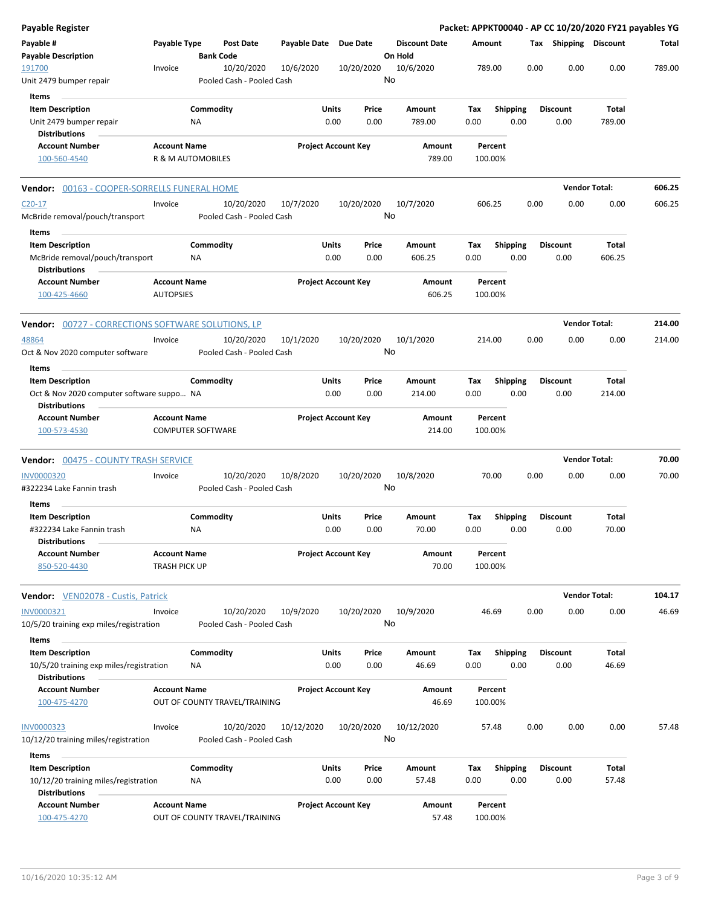**Payable Register**

**Packet: APPKT00040 - AP CC 10/20/2020 FY21 payables YG**

| Payable # | Payable Type | Post Date | Payable Date | Due Date | Discount Date | Amount | Tax | Shipping | Discount | Total |
|---|---|---|---|---|---|---|---|---|---|---|
| **Payable Description** | | **Bank Code** | | | **On Hold** | | | | | |
| 191700 | Invoice | 10/20/2020 | 10/6/2020 | 10/20/2020 | 10/6/2020 | 789.00 | 0.00 | 0.00 | 0.00 | 789.00 |
| Unit 2479 bumper repair | | Pooled Cash - Pooled Cash | | | No | | | | | |

**Items**

| Item Description | Commodity | Units | Price | Amount | Tax | Shipping | Discount | Total |
|---|---|---|---|---|---|---|---|---|
| Unit 2479 bumper repair | NA | 0.00 | 0.00 | 789.00 | 0.00 | 0.00 | 0.00 | 789.00 |

**Distributions**

| Account Number | Account Name | Project Account Key | Amount | Percent |
|---|---|---|---|---|
| 100-560-4540 | R & M AUTOMOBILES | | 789.00 | 100.00% |

**Vendor: 00163 - COOPER-SORRELLS FUNERAL HOME** — **Vendor Total: 606.25**

| Payable # | Payable Type | Post Date | Payable Date | Due Date | Discount Date | Amount | Tax | Shipping | Discount | Total |
|---|---|---|---|---|---|---|---|---|---|---|
| C20-17 | Invoice | 10/20/2020 | 10/7/2020 | 10/20/2020 | 10/7/2020 | 606.25 | 0.00 | 0.00 | 0.00 | 606.25 |
| McBride removal/pouch/transport | | Pooled Cash - Pooled Cash | | | No | | | | | |

**Items**

| Item Description | Commodity | Units | Price | Amount | Tax | Shipping | Discount | Total |
|---|---|---|---|---|---|---|---|---|
| McBride removal/pouch/transport | NA | 0.00 | 0.00 | 606.25 | 0.00 | 0.00 | 0.00 | 606.25 |

**Distributions**

| Account Number | Account Name | Project Account Key | Amount | Percent |
|---|---|---|---|---|
| 100-425-4660 | AUTOPSIES | | 606.25 | 100.00% |

**Vendor: 00727 - CORRECTIONS SOFTWARE SOLUTIONS, LP** — **Vendor Total: 214.00**

| Payable # | Payable Type | Post Date | Payable Date | Due Date | Discount Date | Amount | Tax | Shipping | Discount | Total |
|---|---|---|---|---|---|---|---|---|---|---|
| 48864 | Invoice | 10/20/2020 | 10/1/2020 | 10/20/2020 | 10/1/2020 | 214.00 | 0.00 | 0.00 | 0.00 | 214.00 |
| Oct & Nov 2020 computer software | | Pooled Cash - Pooled Cash | | | No | | | | | |

**Items**

| Item Description | Commodity | Units | Price | Amount | Tax | Shipping | Discount | Total |
|---|---|---|---|---|---|---|---|---|
| Oct & Nov 2020 computer software suppo... | NA | 0.00 | 0.00 | 214.00 | 0.00 | 0.00 | 0.00 | 214.00 |

**Distributions**

| Account Number | Account Name | Project Account Key | Amount | Percent |
|---|---|---|---|---|
| 100-573-4530 | COMPUTER SOFTWARE | | 214.00 | 100.00% |

**Vendor: 00475 - COUNTY TRASH SERVICE** — **Vendor Total: 70.00**

| Payable # | Payable Type | Post Date | Payable Date | Due Date | Discount Date | Amount | Tax | Shipping | Discount | Total |
|---|---|---|---|---|---|---|---|---|---|---|
| INV0000320 | Invoice | 10/20/2020 | 10/8/2020 | 10/20/2020 | 10/8/2020 | 70.00 | 0.00 | 0.00 | 0.00 | 70.00 |
| #322234 Lake Fannin trash | | Pooled Cash - Pooled Cash | | | No | | | | | |

**Items**

| Item Description | Commodity | Units | Price | Amount | Tax | Shipping | Discount | Total |
|---|---|---|---|---|---|---|---|---|
| #322234 Lake Fannin trash | NA | 0.00 | 0.00 | 70.00 | 0.00 | 0.00 | 0.00 | 70.00 |

**Distributions**

| Account Number | Account Name | Project Account Key | Amount | Percent |
|---|---|---|---|---|
| 850-520-4430 | TRASH PICK UP | | 70.00 | 100.00% |

**Vendor: VEN02078 - Custis, Patrick** — **Vendor Total: 104.17**

| Payable # | Payable Type | Post Date | Payable Date | Due Date | Discount Date | Amount | Tax | Shipping | Discount | Total |
|---|---|---|---|---|---|---|---|---|---|---|
| INV0000321 | Invoice | 10/20/2020 | 10/9/2020 | 10/20/2020 | 10/9/2020 | 46.69 | 0.00 | 0.00 | 0.00 | 46.69 |
| 10/5/20 training exp miles/registration | | Pooled Cash - Pooled Cash | | | No | | | | | |

**Items**

| Item Description | Commodity | Units | Price | Amount | Tax | Shipping | Discount | Total |
|---|---|---|---|---|---|---|---|---|
| 10/5/20 training exp miles/registration | NA | 0.00 | 0.00 | 46.69 | 0.00 | 0.00 | 0.00 | 46.69 |

**Distributions**

| Account Number | Account Name | Project Account Key | Amount | Percent |
|---|---|---|---|---|
| 100-475-4270 | OUT OF COUNTY TRAVEL/TRAINING | | 46.69 | 100.00% |

| Payable # | Payable Type | Post Date | Payable Date | Due Date | Discount Date | Amount | Tax | Shipping | Discount | Total |
|---|---|---|---|---|---|---|---|---|---|---|
| INV0000323 | Invoice | 10/20/2020 | 10/12/2020 | 10/20/2020 | 10/12/2020 | 57.48 | 0.00 | 0.00 | 0.00 | 57.48 |
| 10/12/20 training miles/registration | | Pooled Cash - Pooled Cash | | | No | | | | | |

**Items**

| Item Description | Commodity | Units | Price | Amount | Tax | Shipping | Discount | Total |
|---|---|---|---|---|---|---|---|---|
| 10/12/20 training miles/registration | NA | 0.00 | 0.00 | 57.48 | 0.00 | 0.00 | 0.00 | 57.48 |

**Distributions**

| Account Number | Account Name | Project Account Key | Amount | Percent |
|---|---|---|---|---|
| 100-475-4270 | OUT OF COUNTY TRAVEL/TRAINING | | 57.48 | 100.00% |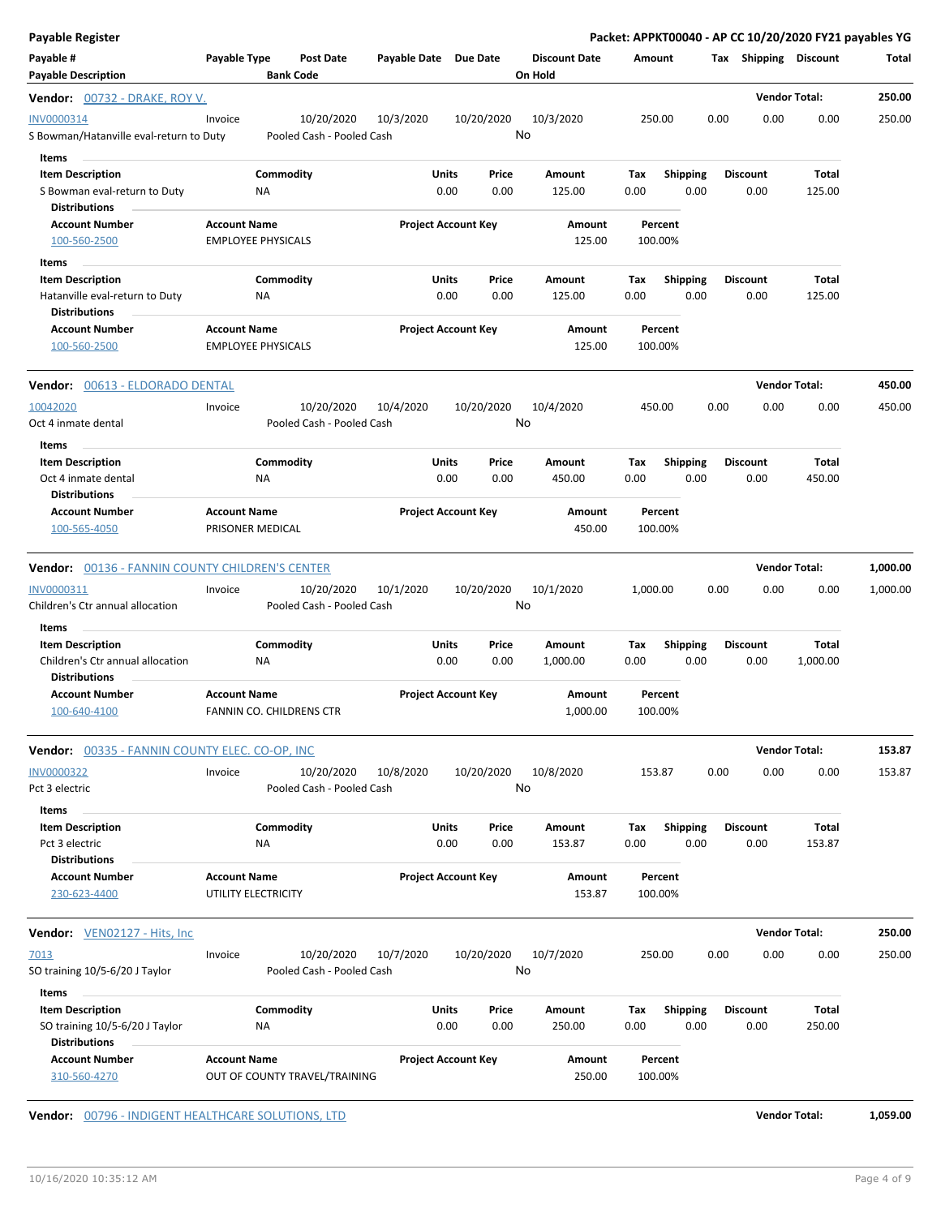**Payable Register** — **Packet: APPKT00040 - AP CC 10/20/2020 FY21 payables YG**

| Payable # / Payable Description | Payable Type | Post Date / Bank Code | Payable Date | Due Date | Discount Date / On Hold | Amount | Tax | Shipping | Discount | Total |
|---|---|---|---|---|---|---|---|---|---|---|

**Vendor: 00732 - DRAKE, ROY V.** — Vendor Total: **250.00**

| Payable # | Payable Type | Post Date | Payable Date | Due Date | Discount Date | Amount | Tax | Shipping | Discount | Total |
|---|---|---|---|---|---|---|---|---|---|---|
| INV0000314 | Invoice | 10/20/2020 | 10/3/2020 | 10/20/2020 | 10/3/2020 | 250.00 | 0.00 | 0.00 | 0.00 | 250.00 |
| S Bowman/Hatanville eval-return to Duty | | Pooled Cash - Pooled Cash | | | No | | | | | |

Items

| Item Description | Commodity | Units | Price | Amount | Tax | Shipping | Discount | Total |
|---|---|---|---|---|---|---|---|---|
| S Bowman eval-return to Duty | NA | 0.00 | 0.00 | 125.00 | 0.00 | 0.00 | 0.00 | 125.00 |

Distributions

| Account Number | Account Name | Project Account Key | Amount | Percent |
|---|---|---|---|---|
| 100-560-2500 | EMPLOYEE PHYSICALS | | 125.00 | 100.00% |

Items

| Item Description | Commodity | Units | Price | Amount | Tax | Shipping | Discount | Total |
|---|---|---|---|---|---|---|---|---|
| Hatanville eval-return to Duty | NA | 0.00 | 0.00 | 125.00 | 0.00 | 0.00 | 0.00 | 125.00 |

Distributions

| Account Number | Account Name | Project Account Key | Amount | Percent |
|---|---|---|---|---|
| 100-560-2500 | EMPLOYEE PHYSICALS | | 125.00 | 100.00% |

**Vendor: 00613 - ELDORADO DENTAL** — Vendor Total: **450.00**

| Payable # | Payable Type | Post Date | Payable Date | Due Date | Discount Date | Amount | Tax | Shipping | Discount | Total |
|---|---|---|---|---|---|---|---|---|---|---|
| 10042020 | Invoice | 10/20/2020 | 10/4/2020 | 10/20/2020 | 10/4/2020 | 450.00 | 0.00 | 0.00 | 0.00 | 450.00 |
| Oct 4 inmate dental | | Pooled Cash - Pooled Cash | | | No | | | | | |

Items

| Item Description | Commodity | Units | Price | Amount | Tax | Shipping | Discount | Total |
|---|---|---|---|---|---|---|---|---|
| Oct 4 inmate dental | NA | 0.00 | 0.00 | 450.00 | 0.00 | 0.00 | 0.00 | 450.00 |

Distributions

| Account Number | Account Name | Project Account Key | Amount | Percent |
|---|---|---|---|---|
| 100-565-4050 | PRISONER MEDICAL | | 450.00 | 100.00% |

**Vendor: 00136 - FANNIN COUNTY CHILDREN'S CENTER** — Vendor Total: **1,000.00**

| Payable # | Payable Type | Post Date | Payable Date | Due Date | Discount Date | Amount | Tax | Shipping | Discount | Total |
|---|---|---|---|---|---|---|---|---|---|---|
| INV0000311 | Invoice | 10/20/2020 | 10/1/2020 | 10/20/2020 | 10/1/2020 | 1,000.00 | 0.00 | 0.00 | 0.00 | 1,000.00 |
| Children's Ctr annual allocation | | Pooled Cash - Pooled Cash | | | No | | | | | |

Items

| Item Description | Commodity | Units | Price | Amount | Tax | Shipping | Discount | Total |
|---|---|---|---|---|---|---|---|---|
| Children's Ctr annual allocation | NA | 0.00 | 0.00 | 1,000.00 | 0.00 | 0.00 | 0.00 | 1,000.00 |

Distributions

| Account Number | Account Name | Project Account Key | Amount | Percent |
|---|---|---|---|---|
| 100-640-4100 | FANNIN CO. CHILDRENS CTR | | 1,000.00 | 100.00% |

**Vendor: 00335 - FANNIN COUNTY ELEC. CO-OP, INC** — Vendor Total: **153.87**

| Payable # | Payable Type | Post Date | Payable Date | Due Date | Discount Date | Amount | Tax | Shipping | Discount | Total |
|---|---|---|---|---|---|---|---|---|---|---|
| INV0000322 | Invoice | 10/20/2020 | 10/8/2020 | 10/20/2020 | 10/8/2020 | 153.87 | 0.00 | 0.00 | 0.00 | 153.87 |
| Pct 3 electric | | Pooled Cash - Pooled Cash | | | No | | | | | |

Items

| Item Description | Commodity | Units | Price | Amount | Tax | Shipping | Discount | Total |
|---|---|---|---|---|---|---|---|---|
| Pct 3 electric | NA | 0.00 | 0.00 | 153.87 | 0.00 | 0.00 | 0.00 | 153.87 |

Distributions

| Account Number | Account Name | Project Account Key | Amount | Percent |
|---|---|---|---|---|
| 230-623-4400 | UTILITY ELECTRICITY | | 153.87 | 100.00% |

**Vendor: VEN02127 - Hits, Inc** — Vendor Total: **250.00**

| Payable # | Payable Type | Post Date | Payable Date | Due Date | Discount Date | Amount | Tax | Shipping | Discount | Total |
|---|---|---|---|---|---|---|---|---|---|---|
| 7013 | Invoice | 10/20/2020 | 10/7/2020 | 10/20/2020 | 10/7/2020 | 250.00 | 0.00 | 0.00 | 0.00 | 250.00 |
| SO training 10/5-6/20 J Taylor | | Pooled Cash - Pooled Cash | | | No | | | | | |

Items

| Item Description | Commodity | Units | Price | Amount | Tax | Shipping | Discount | Total |
|---|---|---|---|---|---|---|---|---|
| SO training 10/5-6/20 J Taylor | NA | 0.00 | 0.00 | 250.00 | 0.00 | 0.00 | 0.00 | 250.00 |

Distributions

| Account Number | Account Name | Project Account Key | Amount | Percent |
|---|---|---|---|---|
| 310-560-4270 | OUT OF COUNTY TRAVEL/TRAINING | | 250.00 | 100.00% |

**Vendor: 00796 - INDIGENT HEALTHCARE SOLUTIONS, LTD** — Vendor Total: **1,059.00**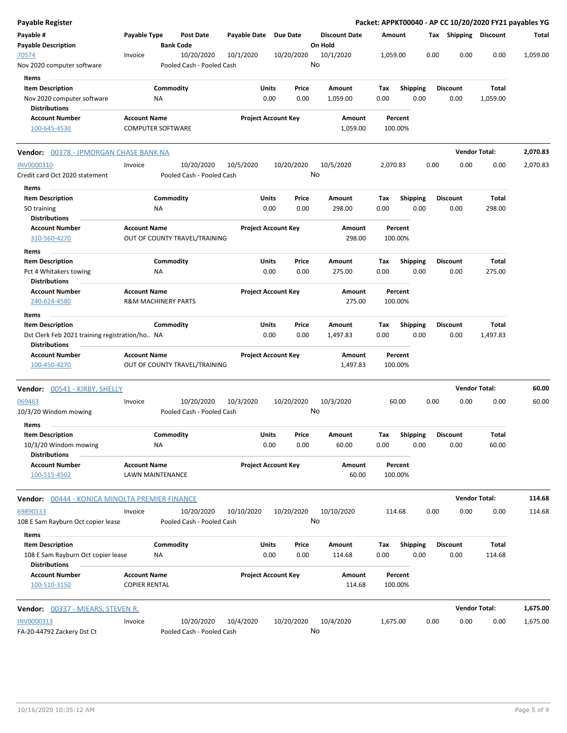**Payable Register**

**Packet: APPKT00040 - AP CC 10/20/2020 FY21 payables YG**

| Payable # | Payable Type | Post Date | Payable Date | Due Date | Discount Date | Amount | Tax | Shipping | Discount | Total |
|---|---|---|---|---|---|---|---|---|---|---|
| **Payable Description** | | **Bank Code** | | | **On Hold** | | | | | |
| 70574 | Invoice | 10/20/2020 | 10/1/2020 | 10/20/2020 | 10/1/2020 | 1,059.00 | 0.00 | 0.00 | 0.00 | 1,059.00 |
| Nov 2020 computer software | | Pooled Cash - Pooled Cash | | | No | | | | | |

**Items**

| Item Description | Commodity | Units | Price | Amount | Tax | Shipping | Discount | Total |
|---|---|---|---|---|---|---|---|---|
| Nov 2020 computer software | NA | 0.00 | 0.00 | 1,059.00 | 0.00 | 0.00 | 0.00 | 1,059.00 |

**Distributions**

| Account Number | Account Name | Project Account Key | Amount | Percent |
|---|---|---|---|---|
| 100-645-4530 | COMPUTER SOFTWARE | | 1,059.00 | 100.00% |

**Vendor: 00378 - JPMORGAN CHASE BANK NA** — **Vendor Total: 2,070.83**

| Payable # | Payable Type | Post Date | Payable Date | Due Date | Discount Date | Amount | Tax | Shipping | Discount | Total |
|---|---|---|---|---|---|---|---|---|---|---|
| INV0000310 | Invoice | 10/20/2020 | 10/5/2020 | 10/20/2020 | 10/5/2020 | 2,070.83 | 0.00 | 0.00 | 0.00 | 2,070.83 |
| Credit card Oct 2020 statement | | Pooled Cash - Pooled Cash | | | No | | | | | |

**Items**

| Item Description | Commodity | Units | Price | Amount | Tax | Shipping | Discount | Total |
|---|---|---|---|---|---|---|---|---|
| SO training | NA | 0.00 | 0.00 | 298.00 | 0.00 | 0.00 | 0.00 | 298.00 |

**Distributions**

| Account Number | Account Name | Project Account Key | Amount | Percent |
|---|---|---|---|---|
| 310-560-4270 | OUT OF COUNTY TRAVEL/TRAINING | | 298.00 | 100.00% |

**Items**

| Item Description | Commodity | Units | Price | Amount | Tax | Shipping | Discount | Total |
|---|---|---|---|---|---|---|---|---|
| Pct 4 Whitakers towing | NA | 0.00 | 0.00 | 275.00 | 0.00 | 0.00 | 0.00 | 275.00 |

**Distributions**

| Account Number | Account Name | Project Account Key | Amount | Percent |
|---|---|---|---|---|
| 240-624-4580 | R&M MACHINERY PARTS | | 275.00 | 100.00% |

**Items**

| Item Description | Commodity | Units | Price | Amount | Tax | Shipping | Discount | Total |
|---|---|---|---|---|---|---|---|---|
| Dst Clerk Feb 2021 training registration/ho.. | NA | 0.00 | 0.00 | 1,497.83 | 0.00 | 0.00 | 0.00 | 1,497.83 |

**Distributions**

| Account Number | Account Name | Project Account Key | Amount | Percent |
|---|---|---|---|---|
| 100-450-4270 | OUT OF COUNTY TRAVEL/TRAINING | | 1,497.83 | 100.00% |

**Vendor: 00541 - KIRBY, SHELLY** — **Vendor Total: 60.00**

| Payable # | Payable Type | Post Date | Payable Date | Due Date | Discount Date | Amount | Tax | Shipping | Discount | Total |
|---|---|---|---|---|---|---|---|---|---|---|
| 069463 | Invoice | 10/20/2020 | 10/3/2020 | 10/20/2020 | 10/3/2020 | 60.00 | 0.00 | 0.00 | 0.00 | 60.00 |
| 10/3/20 Windom mowing | | Pooled Cash - Pooled Cash | | | No | | | | | |

**Items**

| Item Description | Commodity | Units | Price | Amount | Tax | Shipping | Discount | Total |
|---|---|---|---|---|---|---|---|---|
| 10/3/20 Windom mowing | NA | 0.00 | 0.00 | 60.00 | 0.00 | 0.00 | 0.00 | 60.00 |

**Distributions**

| Account Number | Account Name | Project Account Key | Amount | Percent |
|---|---|---|---|---|
| 100-515-4502 | LAWN MAINTENANCE | | 60.00 | 100.00% |

**Vendor: 00444 - KONICA MINOLTA PREMIER FINANCE** — **Vendor Total: 114.68**

| Payable # | Payable Type | Post Date | Payable Date | Due Date | Discount Date | Amount | Tax | Shipping | Discount | Total |
|---|---|---|---|---|---|---|---|---|---|---|
| 69890133 | Invoice | 10/20/2020 | 10/10/2020 | 10/20/2020 | 10/10/2020 | 114.68 | 0.00 | 0.00 | 0.00 | 114.68 |
| 108 E Sam Rayburn Oct copier lease | | Pooled Cash - Pooled Cash | | | No | | | | | |

**Items**

| Item Description | Commodity | Units | Price | Amount | Tax | Shipping | Discount | Total |
|---|---|---|---|---|---|---|---|---|
| 108 E Sam Rayburn Oct copier lease | NA | 0.00 | 0.00 | 114.68 | 0.00 | 0.00 | 0.00 | 114.68 |

**Distributions**

| Account Number | Account Name | Project Account Key | Amount | Percent |
|---|---|---|---|---|
| 100-510-3150 | COPIER RENTAL | | 114.68 | 100.00% |

**Vendor: 00337 - MIEARS, STEVEN R.** — **Vendor Total: 1,675.00**

| Payable # | Payable Type | Post Date | Payable Date | Due Date | Discount Date | Amount | Tax | Shipping | Discount | Total |
|---|---|---|---|---|---|---|---|---|---|---|
| INV0000313 | Invoice | 10/20/2020 | 10/4/2020 | 10/20/2020 | 10/4/2020 | 1,675.00 | 0.00 | 0.00 | 0.00 | 1,675.00 |
| FA-20-44792 Zackery Dst Ct | | Pooled Cash - Pooled Cash | | | No | | | | | |

10/16/2020 10:35:12 AM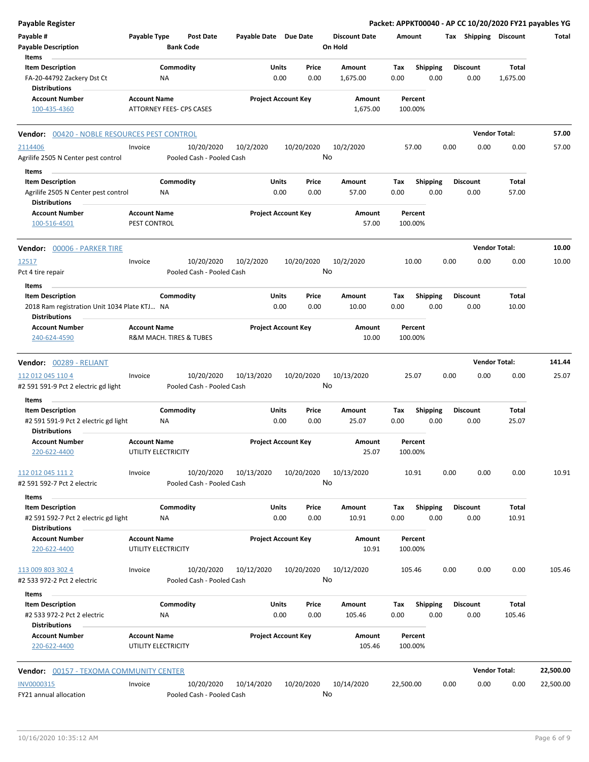**Payable Register** — **Packet: APPKT00040 - AP CC 10/20/2020 FY21 payables YG**

| Payable # | Payable Type | Post Date | Payable Date | Due Date | Discount Date | Amount | Tax | Shipping | Discount | Total |
|---|---|---|---|---|---|---|---|---|---|---|
| **Payable Description** | | **Bank Code** | | | **On Hold** | | | | | |

**Items**

| Item Description | Commodity | Units | Price | Amount | Tax | Shipping | Discount | Total |
|---|---|---|---|---|---|---|---|---|
| FA-20-44792 Zackery Dst Ct | NA | 0.00 | 0.00 | 1,675.00 | 0.00 | 0.00 | 0.00 | 1,675.00 |

**Distributions**

| Account Number | Account Name | Project Account Key | Amount | Percent |
|---|---|---|---|---|
| 100-435-4360 | ATTORNEY FEES- CPS CASES | | 1,675.00 | 100.00% |

## Vendor: 00420 - NOBLE RESOURCES PEST CONTROL — Vendor Total: 57.00

| Payable # | Payable Type | Post Date | Payable Date | Due Date | Discount Date | Amount | Tax | Shipping | Discount | Total |
|---|---|---|---|---|---|---|---|---|---|---|
| 2114406 | Invoice | 10/20/2020 | 10/2/2020 | 10/20/2020 | 10/2/2020 | 57.00 | 0.00 | 0.00 | 0.00 | 57.00 |
| Agrilife 2505 N Center pest control | | Pooled Cash - Pooled Cash | | | No | | | | | |

**Items**

| Item Description | Commodity | Units | Price | Amount | Tax | Shipping | Discount | Total |
|---|---|---|---|---|---|---|---|---|
| Agrilife 2505 N Center pest control | NA | 0.00 | 0.00 | 57.00 | 0.00 | 0.00 | 0.00 | 57.00 |

**Distributions**

| Account Number | Account Name | Project Account Key | Amount | Percent |
|---|---|---|---|---|
| 100-516-4501 | PEST CONTROL | | 57.00 | 100.00% |

## Vendor: 00006 - PARKER TIRE — Vendor Total: 10.00

| Payable # | Payable Type | Post Date | Payable Date | Due Date | Discount Date | Amount | Tax | Shipping | Discount | Total |
|---|---|---|---|---|---|---|---|---|---|---|
| 12517 | Invoice | 10/20/2020 | 10/2/2020 | 10/20/2020 | 10/2/2020 | 10.00 | 0.00 | 0.00 | 0.00 | 10.00 |
| Pct 4 tire repair | | Pooled Cash - Pooled Cash | | | No | | | | | |

**Items**

| Item Description | Commodity | Units | Price | Amount | Tax | Shipping | Discount | Total |
|---|---|---|---|---|---|---|---|---|
| 2018 Ram registration Unit 1034 Plate KTJ... | NA | 0.00 | 0.00 | 10.00 | 0.00 | 0.00 | 0.00 | 10.00 |

**Distributions**

| Account Number | Account Name | Project Account Key | Amount | Percent |
|---|---|---|---|---|
| 240-624-4590 | R&M MACH. TIRES & TUBES | | 10.00 | 100.00% |

## Vendor: 00289 - RELIANT — Vendor Total: 141.44

| Payable # | Payable Type | Post Date | Payable Date | Due Date | Discount Date | Amount | Tax | Shipping | Discount | Total |
|---|---|---|---|---|---|---|---|---|---|---|
| 112 012 045 110 4 | Invoice | 10/20/2020 | 10/13/2020 | 10/20/2020 | 10/13/2020 | 25.07 | 0.00 | 0.00 | 0.00 | 25.07 |
| #2 591 591-9 Pct 2 electric gd light | | Pooled Cash - Pooled Cash | | | No | | | | | |

**Items**

| Item Description | Commodity | Units | Price | Amount | Tax | Shipping | Discount | Total |
|---|---|---|---|---|---|---|---|---|
| #2 591 591-9 Pct 2 electric gd light | NA | 0.00 | 0.00 | 25.07 | 0.00 | 0.00 | 0.00 | 25.07 |

**Distributions**

| Account Number | Account Name | Project Account Key | Amount | Percent |
|---|---|---|---|---|
| 220-622-4400 | UTILITY ELECTRICITY | | 25.07 | 100.00% |

| Payable # | Payable Type | Post Date | Payable Date | Due Date | Discount Date | Amount | Tax | Shipping | Discount | Total |
|---|---|---|---|---|---|---|---|---|---|---|
| 112 012 045 111 2 | Invoice | 10/20/2020 | 10/13/2020 | 10/20/2020 | 10/13/2020 | 10.91 | 0.00 | 0.00 | 0.00 | 10.91 |
| #2 591 592-7 Pct 2 electric | | Pooled Cash - Pooled Cash | | | No | | | | | |

**Items**

| Item Description | Commodity | Units | Price | Amount | Tax | Shipping | Discount | Total |
|---|---|---|---|---|---|---|---|---|
| #2 591 592-7 Pct 2 electric gd light | NA | 0.00 | 0.00 | 10.91 | 0.00 | 0.00 | 0.00 | 10.91 |

**Distributions**

| Account Number | Account Name | Project Account Key | Amount | Percent |
|---|---|---|---|---|
| 220-622-4400 | UTILITY ELECTRICITY | | 10.91 | 100.00% |

| Payable # | Payable Type | Post Date | Payable Date | Due Date | Discount Date | Amount | Tax | Shipping | Discount | Total |
|---|---|---|---|---|---|---|---|---|---|---|
| 113 009 803 302 4 | Invoice | 10/20/2020 | 10/12/2020 | 10/20/2020 | 10/12/2020 | 105.46 | 0.00 | 0.00 | 0.00 | 105.46 |
| #2 533 972-2 Pct 2 electric | | Pooled Cash - Pooled Cash | | | No | | | | | |

**Items**

| Item Description | Commodity | Units | Price | Amount | Tax | Shipping | Discount | Total |
|---|---|---|---|---|---|---|---|---|
| #2 533 972-2 Pct 2 electric | NA | 0.00 | 0.00 | 105.46 | 0.00 | 0.00 | 0.00 | 105.46 |

**Distributions**

| Account Number | Account Name | Project Account Key | Amount | Percent |
|---|---|---|---|---|
| 220-622-4400 | UTILITY ELECTRICITY | | 105.46 | 100.00% |

## Vendor: 00157 - TEXOMA COMMUNITY CENTER — Vendor Total: 22,500.00

| Payable # | Payable Type | Post Date | Payable Date | Due Date | Discount Date | Amount | Tax | Shipping | Discount | Total |
|---|---|---|---|---|---|---|---|---|---|---|
| INV0000315 | Invoice | 10/20/2020 | 10/14/2020 | 10/20/2020 | 10/14/2020 | 22,500.00 | 0.00 | 0.00 | 0.00 | 22,500.00 |
| FY21 annual allocation | | Pooled Cash - Pooled Cash | | | No | | | | | |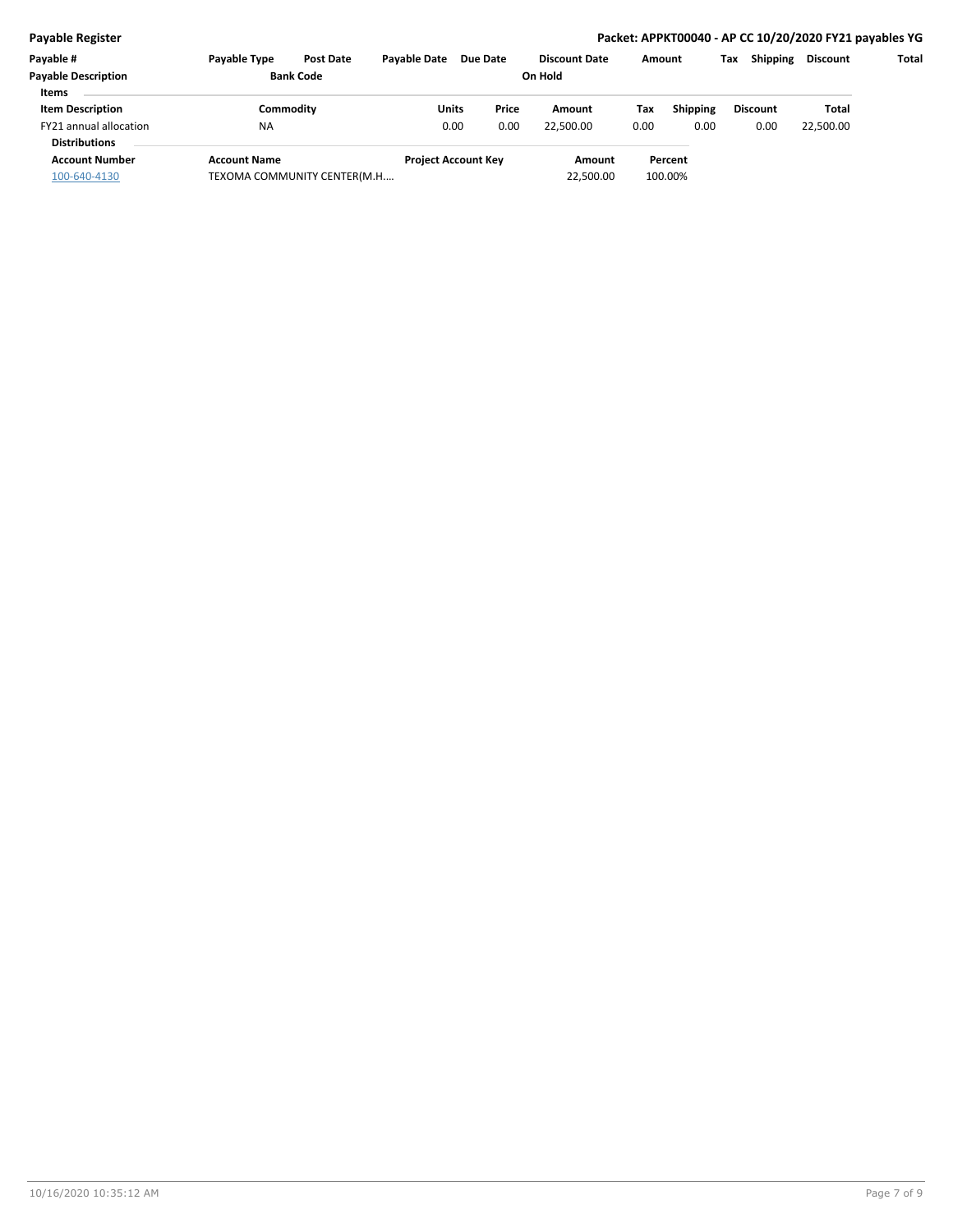| Payable # | Payable Type | Post Date | Payable Date | Due Date | Discount Date | Amount | Tax | Shipping | Discount | Total |
|---|---|---|---|---|---|---|---|---|---|---|
| Payable Description | | Bank Code | | | On Hold | | | | | |

**Items**

| Item Description | Commodity | Units | Price | Amount | Tax | Shipping | Discount | Total |
|---|---|---|---|---|---|---|---|---|
| FY21 annual allocation | NA | 0.00 | 0.00 | 22,500.00 | 0.00 | 0.00 | 0.00 | 22,500.00 |

**Distributions**

| Account Number | Account Name | Project Account Key | Amount | Percent |
|---|---|---|---|---|
| 100-640-4130 | TEXOMA COMMUNITY CENTER(M.H.... | | 22,500.00 | 100.00% |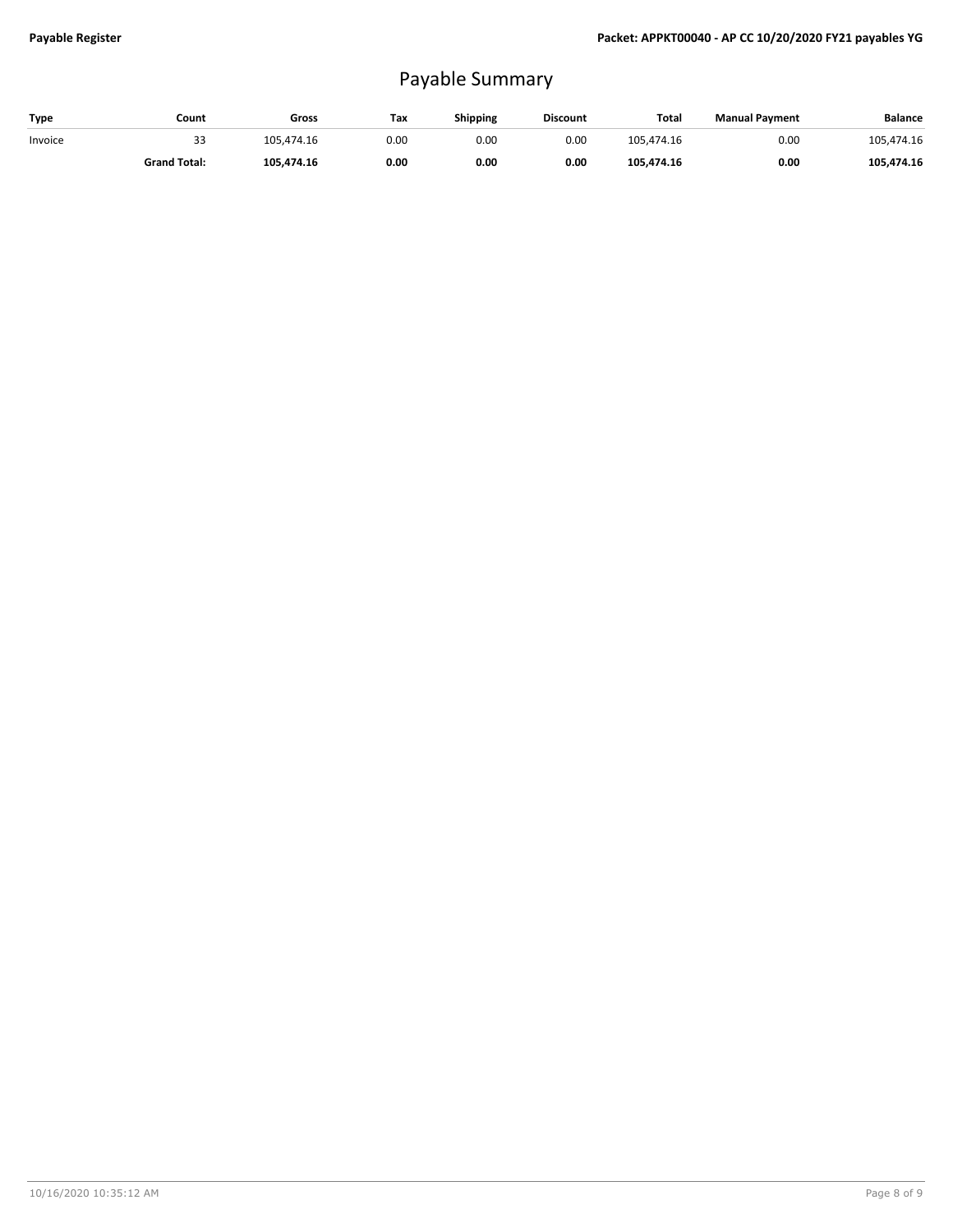# Payable Summary

| Type | Count | Gross | Tax | Shipping | Discount | Total | Manual Payment | Balance |
|---|---|---|---|---|---|---|---|---|
| Invoice | 33 | 105,474.16 | 0.00 | 0.00 | 0.00 | 105,474.16 | 0.00 | 105,474.16 |
| | **Grand Total:** | **105,474.16** | **0.00** | **0.00** | **0.00** | **105,474.16** | **0.00** | **105,474.16** |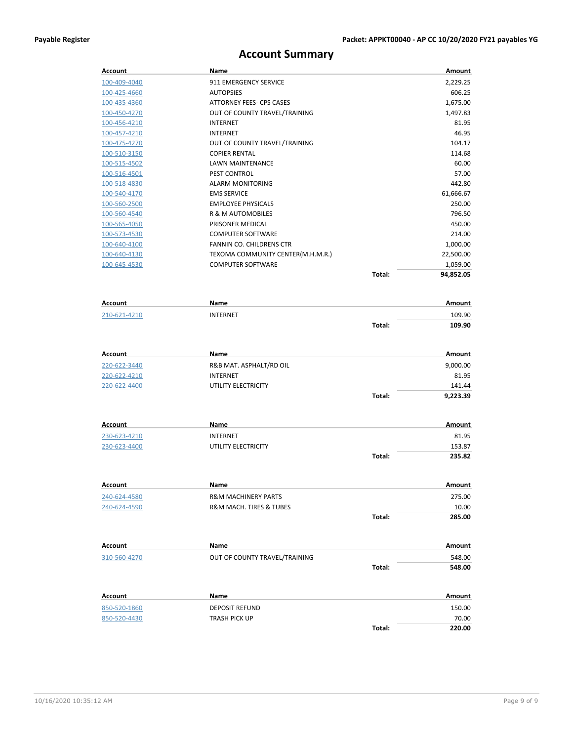# Account Summary

| Account | Name | | Amount |
|---|---|---|---|
| 100-409-4040 | 911 EMERGENCY SERVICE | | 2,229.25 |
| 100-425-4660 | AUTOPSIES | | 606.25 |
| 100-435-4360 | ATTORNEY FEES- CPS CASES | | 1,675.00 |
| 100-450-4270 | OUT OF COUNTY TRAVEL/TRAINING | | 1,497.83 |
| 100-456-4210 | INTERNET | | 81.95 |
| 100-457-4210 | INTERNET | | 46.95 |
| 100-475-4270 | OUT OF COUNTY TRAVEL/TRAINING | | 104.17 |
| 100-510-3150 | COPIER RENTAL | | 114.68 |
| 100-515-4502 | LAWN MAINTENANCE | | 60.00 |
| 100-516-4501 | PEST CONTROL | | 57.00 |
| 100-518-4830 | ALARM MONITORING | | 442.80 |
| 100-540-4170 | EMS SERVICE | | 61,666.67 |
| 100-560-2500 | EMPLOYEE PHYSICALS | | 250.00 |
| 100-560-4540 | R & M AUTOMOBILES | | 796.50 |
| 100-565-4050 | PRISONER MEDICAL | | 450.00 |
| 100-573-4530 | COMPUTER SOFTWARE | | 214.00 |
| 100-640-4100 | FANNIN CO. CHILDRENS CTR | | 1,000.00 |
| 100-640-4130 | TEXOMA COMMUNITY CENTER(M.H.M.R.) | | 22,500.00 |
| 100-645-4530 | COMPUTER SOFTWARE | | 1,059.00 |
| | | **Total:** | **94,852.05** |

| Account | Name | | Amount |
|---|---|---|---|
| 210-621-4210 | INTERNET | | 109.90 |
| | | **Total:** | **109.90** |

| Account | Name | | Amount |
|---|---|---|---|
| 220-622-3440 | R&B MAT. ASPHALT/RD OIL | | 9,000.00 |
| 220-622-4210 | INTERNET | | 81.95 |
| 220-622-4400 | UTILITY ELECTRICITY | | 141.44 |
| | | **Total:** | **9,223.39** |

| Account | Name | | Amount |
|---|---|---|---|
| 230-623-4210 | INTERNET | | 81.95 |
| 230-623-4400 | UTILITY ELECTRICITY | | 153.87 |
| | | **Total:** | **235.82** |

| Account | Name | | Amount |
|---|---|---|---|
| 240-624-4580 | R&M MACHINERY PARTS | | 275.00 |
| 240-624-4590 | R&M MACH. TIRES & TUBES | | 10.00 |
| | | **Total:** | **285.00** |

| Account | Name | | Amount |
|---|---|---|---|
| 310-560-4270 | OUT OF COUNTY TRAVEL/TRAINING | | 548.00 |
| | | **Total:** | **548.00** |

| Account | Name | | Amount |
|---|---|---|---|
| 850-520-1860 | DEPOSIT REFUND | | 150.00 |
| 850-520-4430 | TRASH PICK UP | | 70.00 |
| | | **Total:** | **220.00** |